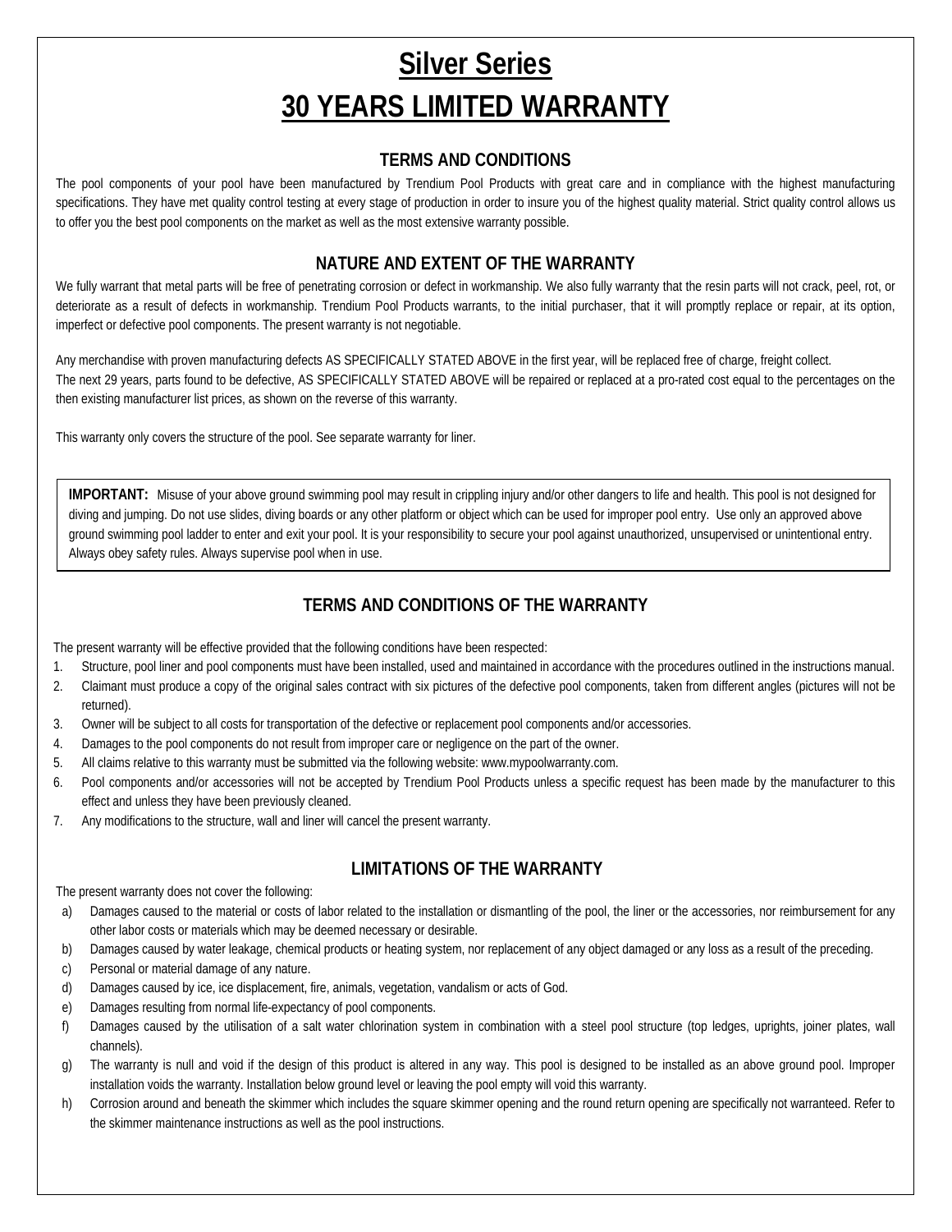# Silver Series

# 30 YEARS LIMITED WARRANTY

## TERMS AND CONDITIONS

The pool components of your pool have been manufactured by Trendium Pool Products with great care and in compliance with the highest manufacturing specifications. They have met quality control testing at every stage of production in order to insure you of the highest quality material. Strict quality control allows us to offer you the best pool components on the market as well as the most extensive warranty possible.

## NATURE AND EXTENT OF THE WARRANTY

We fully warrant that metal parts will be free of penetrating corrosion or defect in workmanship. We also fully warranty that the resin parts will not crack, peel, rot, or deteriorate as a result of defects in workmanship. Trendium Pool Products warrants, to the initial purchaser, that it will promptly replace or repair, at its option, imperfect or defective pool components. The present warranty is not negotiable.

Any merchandise with proven manufacturing defects AS SPECIFICALLY STATED ABOVE in the first year, will be replaced free of charge, freight collect.
The next 29 years, parts found to be defective, AS SPECIFICALLY STATED ABOVE will be repaired or replaced at a pro-rated cost equal to the percentages on the then existing manufacturer list prices, as shown on the reverse of this warranty.

This warranty only covers the structure of the pool. See separate warranty for liner.

**IMPORTANT:** Misuse of your above ground swimming pool may result in crippling injury and/or other dangers to life and health. This pool is not designed for diving and jumping. Do not use slides, diving boards or any other platform or object which can be used for improper pool entry. Use only an approved above ground swimming pool ladder to enter and exit your pool. It is your responsibility to secure your pool against unauthorized, unsupervised or unintentional entry. Always obey safety rules. Always supervise pool when in use.

## TERMS AND CONDITIONS OF THE WARRANTY

The present warranty will be effective provided that the following conditions have been respected:

1. Structure, pool liner and pool components must have been installed, used and maintained in accordance with the procedures outlined in the instructions manual.
2. Claimant must produce a copy of the original sales contract with six pictures of the defective pool components, taken from different angles (pictures will not be returned).
3. Owner will be subject to all costs for transportation of the defective or replacement pool components and/or accessories.
4. Damages to the pool components do not result from improper care or negligence on the part of the owner.
5. All claims relative to this warranty must be submitted via the following website: www.mypoolwarranty.com.
6. Pool components and/or accessories will not be accepted by Trendium Pool Products unless a specific request has been made by the manufacturer to this effect and unless they have been previously cleaned.
7. Any modifications to the structure, wall and liner will cancel the present warranty.

## LIMITATIONS OF THE WARRANTY

The present warranty does not cover the following:

a) Damages caused to the material or costs of labor related to the installation or dismantling of the pool, the liner or the accessories, nor reimbursement for any other labor costs or materials which may be deemed necessary or desirable.
b) Damages caused by water leakage, chemical products or heating system, nor replacement of any object damaged or any loss as a result of the preceding.
c) Personal or material damage of any nature.
d) Damages caused by ice, ice displacement, fire, animals, vegetation, vandalism or acts of God.
e) Damages resulting from normal life-expectancy of pool components.
f) Damages caused by the utilisation of a salt water chlorination system in combination with a steel pool structure (top ledges, uprights, joiner plates, wall channels).
g) The warranty is null and void if the design of this product is altered in any way. This pool is designed to be installed as an above ground pool. Improper installation voids the warranty. Installation below ground level or leaving the pool empty will void this warranty.
h) Corrosion around and beneath the skimmer which includes the square skimmer opening and the round return opening are specifically not warranteed. Refer to the skimmer maintenance instructions as well as the pool instructions.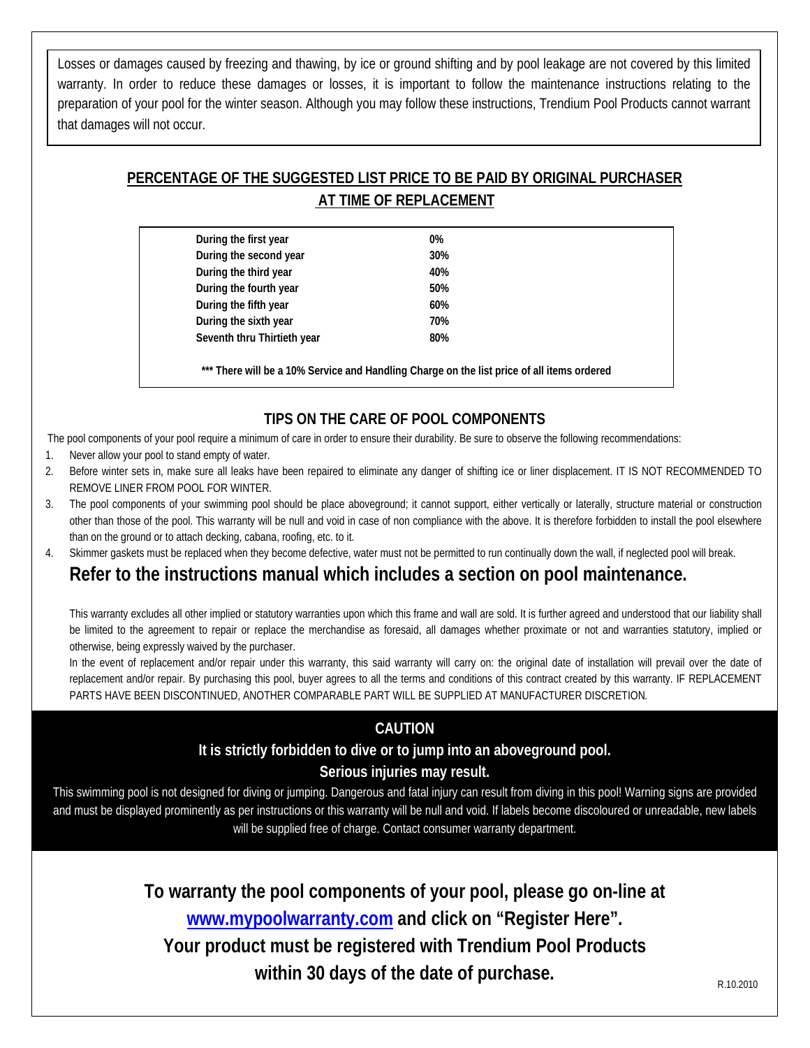Losses or damages caused by freezing and thawing, by ice or ground shifting and by pool leakage are not covered by this limited warranty. In order to reduce these damages or losses, it is important to follow the maintenance instructions relating to the preparation of your pool for the winter season. Although you may follow these instructions, Trendium Pool Products cannot warrant that damages will not occur.

## PERCENTAGE OF THE SUGGESTED LIST PRICE TO BE PAID BY ORIGINAL PURCHASER AT TIME OF REPLACEMENT

| | |
|---|---|
| **During the first year** | **0%** |
| **During the second year** | **30%** |
| **During the third year** | **40%** |
| **During the fourth year** | **50%** |
| **During the fifth year** | **60%** |
| **During the sixth year** | **70%** |
| **Seventh thru Thirtieth year** | **80%** |

**\*\*\* There will be a 10% Service and Handling Charge on the list price of all items ordered**

## TIPS ON THE CARE OF POOL COMPONENTS

The pool components of your pool require a minimum of care in order to ensure their durability. Be sure to observe the following recommendations:

1. Never allow your pool to stand empty of water.
2. Before winter sets in, make sure all leaks have been repaired to eliminate any danger of shifting ice or liner displacement. IT IS NOT RECOMMENDED TO REMOVE LINER FROM POOL FOR WINTER.
3. The pool components of your swimming pool should be place aboveground; it cannot support, either vertically or laterally, structure material or construction other than those of the pool. This warranty will be null and void in case of non compliance with the above. It is therefore forbidden to install the pool elsewhere than on the ground or to attach decking, cabana, roofing, etc. to it.
4. Skimmer gaskets must be replaced when they become defective, water must not be permitted to run continually down the wall, if neglected pool will break.

## Refer to the instructions manual which includes a section on pool maintenance.

This warranty excludes all other implied or statutory warranties upon which this frame and wall are sold. It is further agreed and understood that our liability shall be limited to the agreement to repair or replace the merchandise as foresaid, all damages whether proximate or not and warranties statutory, implied or otherwise, being expressly waived by the purchaser.

In the event of replacement and/or repair under this warranty, this said warranty will carry on: the original date of installation will prevail over the date of replacement and/or repair. By purchasing this pool, buyer agrees to all the terms and conditions of this contract created by this warranty. IF REPLACEMENT PARTS HAVE BEEN DISCONTINUED, ANOTHER COMPARABLE PART WILL BE SUPPLIED AT MANUFACTURER DISCRETION.

## CAUTION

**It is strictly forbidden to dive or to jump into an aboveground pool.**

**Serious injuries may result.**

This swimming pool is not designed for diving or jumping. Dangerous and fatal injury can result from diving in this pool! Warning signs are provided and must be displayed prominently as per instructions or this warranty will be null and void. If labels become discoloured or unreadable, new labels will be supplied free of charge. Contact consumer warranty department.

**To warranty the pool components of your pool, please go on-line at [www.mypoolwarranty.com](http://www.mypoolwarranty.com) and click on "Register Here". Your product must be registered with Trendium Pool Products within 30 days of the date of purchase.**

R.10.2010